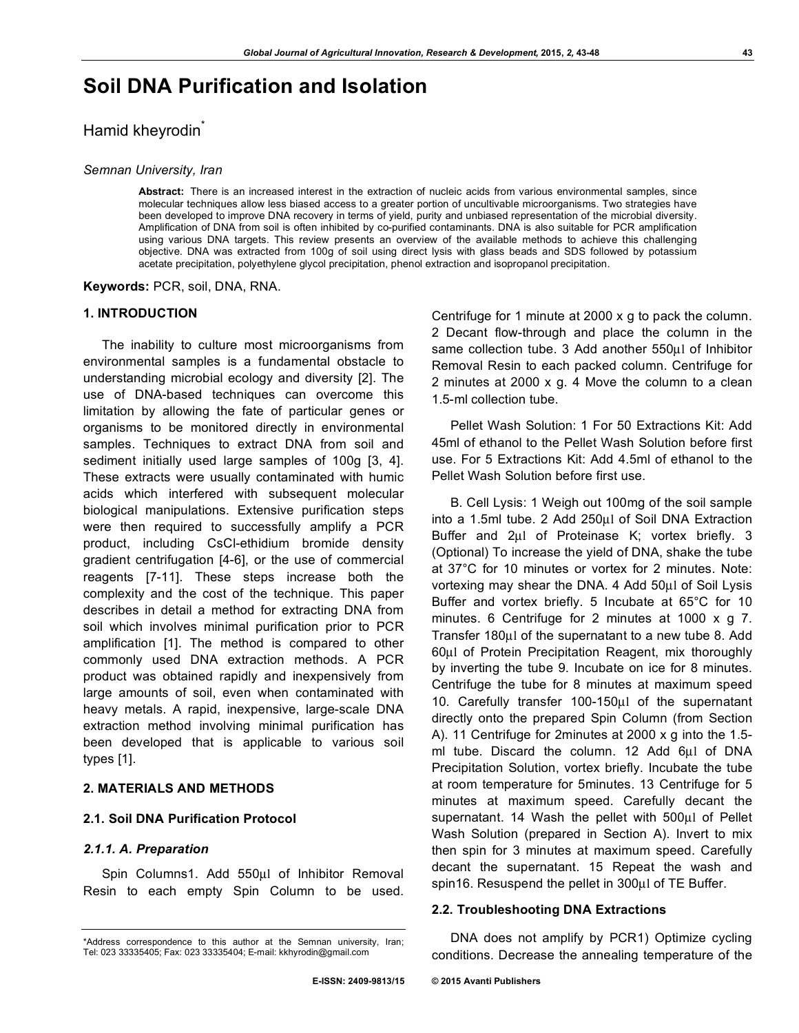# Soil DNA Purification and Isolation

Hamid kheyrodin*

*Semnan University, Iran*

**Abstract:** There is an increased interest in the extraction of nucleic acids from various environmental samples, since molecular techniques allow less biased access to a greater portion of uncultivable microorganisms. Two strategies have been developed to improve DNA recovery in terms of yield, purity and unbiased representation of the microbial diversity. Amplification of DNA from soil is often inhibited by co-purified contaminants. DNA is also suitable for PCR amplification using various DNA targets. This review presents an overview of the available methods to achieve this challenging objective. DNA was extracted from 100g of soil using direct lysis with glass beads and SDS followed by potassium acetate precipitation, polyethylene glycol precipitation, phenol extraction and isopropanol precipitation.

**Keywords:** PCR, soil, DNA, RNA.

## 1. INTRODUCTION

The inability to culture most microorganisms from environmental samples is a fundamental obstacle to understanding microbial ecology and diversity [2]. The use of DNA-based techniques can overcome this limitation by allowing the fate of particular genes or organisms to be monitored directly in environmental samples. Techniques to extract DNA from soil and sediment initially used large samples of 100g [3, 4]. These extracts were usually contaminated with humic acids which interfered with subsequent molecular biological manipulations. Extensive purification steps were then required to successfully amplify a PCR product, including CsCl-ethidium bromide density gradient centrifugation [4-6], or the use of commercial reagents [7-11]. These steps increase both the complexity and the cost of the technique. This paper describes in detail a method for extracting DNA from soil which involves minimal purification prior to PCR amplification [1]. The method is compared to other commonly used DNA extraction methods. A PCR product was obtained rapidly and inexpensively from large amounts of soil, even when contaminated with heavy metals. A rapid, inexpensive, large-scale DNA extraction method involving minimal purification has been developed that is applicable to various soil types [1].

## 2. MATERIALS AND METHODS

### 2.1. Soil DNA Purification Protocol

#### *2.1.1. A. Preparation*

Spin Columns1. Add 550μl of Inhibitor Removal Resin to each empty Spin Column to be used. Centrifuge for 1 minute at 2000 x g to pack the column. 2 Decant flow-through and place the column in the same collection tube. 3 Add another 550μl of Inhibitor Removal Resin to each packed column. Centrifuge for 2 minutes at 2000 x g. 4 Move the column to a clean 1.5-ml collection tube.

Pellet Wash Solution: 1 For 50 Extractions Kit: Add 45ml of ethanol to the Pellet Wash Solution before first use. For 5 Extractions Kit: Add 4.5ml of ethanol to the Pellet Wash Solution before first use.

B. Cell Lysis: 1 Weigh out 100mg of the soil sample into a 1.5ml tube. 2 Add 250μl of Soil DNA Extraction Buffer and 2μl of Proteinase K; vortex briefly. 3 (Optional) To increase the yield of DNA, shake the tube at 37°C for 10 minutes or vortex for 2 minutes. Note: vortexing may shear the DNA. 4 Add 50μl of Soil Lysis Buffer and vortex briefly. 5 Incubate at 65°C for 10 minutes. 6 Centrifuge for 2 minutes at 1000 x g 7. Transfer 180μl of the supernatant to a new tube 8. Add 60μl of Protein Precipitation Reagent, mix thoroughly by inverting the tube 9. Incubate on ice for 8 minutes. Centrifuge the tube for 8 minutes at maximum speed 10. Carefully transfer 100-150μl of the supernatant directly onto the prepared Spin Column (from Section A). 11 Centrifuge for 2minutes at 2000 x g into the 1.5-ml tube. Discard the column. 12 Add 6μl of DNA Precipitation Solution, vortex briefly. Incubate the tube at room temperature for 5minutes. 13 Centrifuge for 5 minutes at maximum speed. Carefully decant the supernatant. 14 Wash the pellet with 500μl of Pellet Wash Solution (prepared in Section A). Invert to mix then spin for 3 minutes at maximum speed. Carefully decant the supernatant. 15 Repeat the wash and spin16. Resuspend the pellet in 300μl of TE Buffer.

### 2.2. Troubleshooting DNA Extractions

DNA does not amplify by PCR1) Optimize cycling conditions. Decrease the annealing temperature of the

*Address correspondence to this author at the Semnan university, Iran; Tel: 023 33335405; Fax: 023 33335404; E-mail: kkhyrodin@gmail.com

E-ISSN: 2409-9813/15 © 2015 Avanti Publishers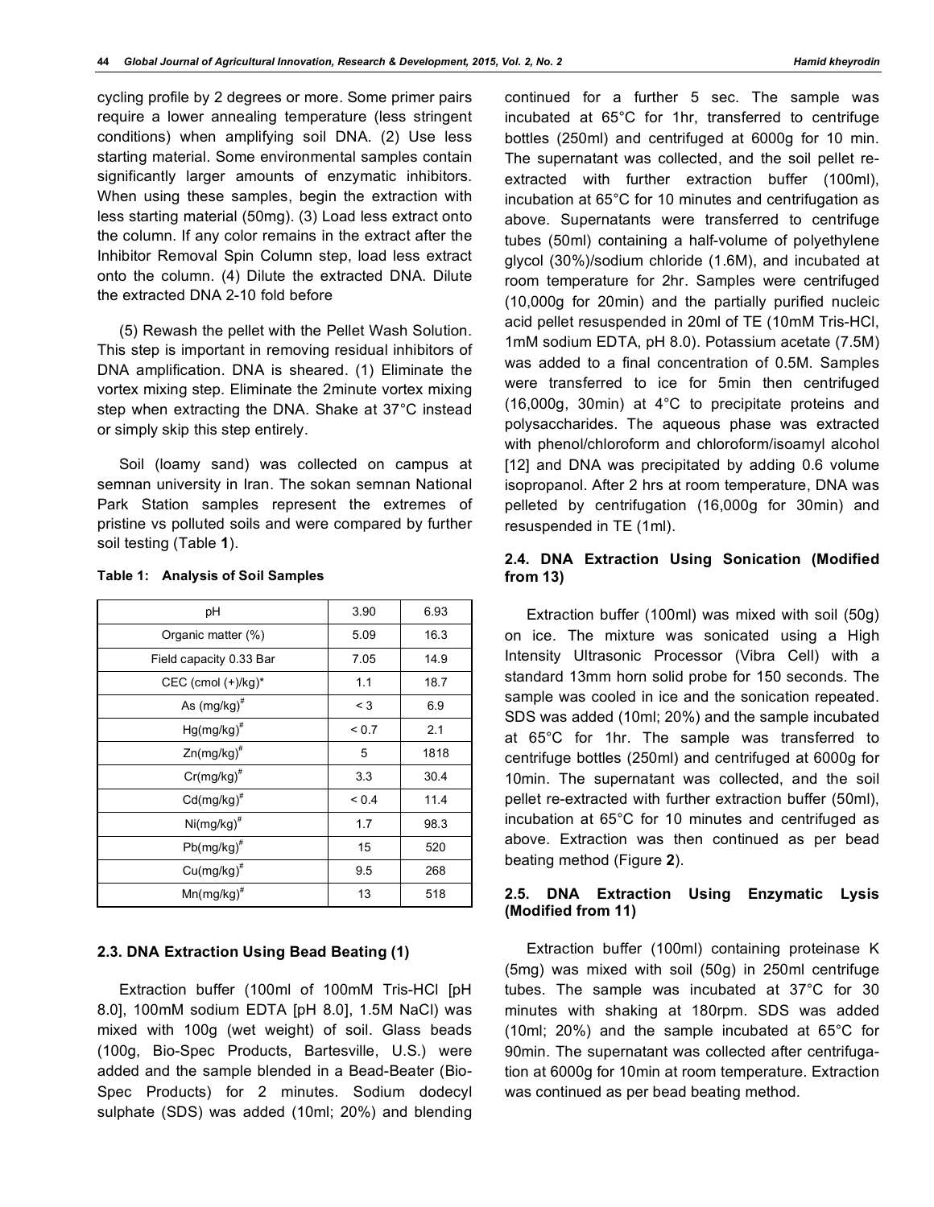cycling profile by 2 degrees or more. Some primer pairs require a lower annealing temperature (less stringent conditions) when amplifying soil DNA. (2) Use less starting material. Some environmental samples contain significantly larger amounts of enzymatic inhibitors. When using these samples, begin the extraction with less starting material (50mg). (3) Load less extract onto the column. If any color remains in the extract after the Inhibitor Removal Spin Column step, load less extract onto the column. (4) Dilute the extracted DNA. Dilute the extracted DNA 2-10 fold before

(5) Rewash the pellet with the Pellet Wash Solution. This step is important in removing residual inhibitors of DNA amplification. DNA is sheared. (1) Eliminate the vortex mixing step. Eliminate the 2minute vortex mixing step when extracting the DNA. Shake at 37°C instead or simply skip this step entirely.

Soil (loamy sand) was collected on campus at semnan university in Iran. The sokan semnan National Park Station samples represent the extremes of pristine vs polluted soils and were compared by further soil testing (Table **1**).

**Table 1: Analysis of Soil Samples**

| | | |
|---|---|---|
| pH | 3.90 | 6.93 |
| Organic matter (%) | 5.09 | 16.3 |
| Field capacity 0.33 Bar | 7.05 | 14.9 |
| CEC (cmol (+)/kg)* | 1.1 | 18.7 |
| As (mg/kg)# | < 3 | 6.9 |
| Hg(mg/kg)# | < 0.7 | 2.1 |
| Zn(mg/kg)# | 5 | 1818 |
| Cr(mg/kg)# | 3.3 | 30.4 |
| Cd(mg/kg)# | < 0.4 | 11.4 |
| Ni(mg/kg)# | 1.7 | 98.3 |
| Pb(mg/kg)# | 15 | 520 |
| Cu(mg/kg)# | 9.5 | 268 |
| Mn(mg/kg)# | 13 | 518 |

### 2.3. DNA Extraction Using Bead Beating (1)

Extraction buffer (100ml of 100mM Tris-HCl [pH 8.0], 100mM sodium EDTA [pH 8.0], 1.5M NaCl) was mixed with 100g (wet weight) of soil. Glass beads (100g, Bio-Spec Products, Bartesville, U.S.) were added and the sample blended in a Bead-Beater (Bio-Spec Products) for 2 minutes. Sodium dodecyl sulphate (SDS) was added (10ml; 20%) and blending continued for a further 5 sec. The sample was incubated at 65°C for 1hr, transferred to centrifuge bottles (250ml) and centrifuged at 6000g for 10 min. The supernatant was collected, and the soil pellet re-extracted with further extraction buffer (100ml), incubation at 65°C for 10 minutes and centrifugation as above. Supernatants were transferred to centrifuge tubes (50ml) containing a half-volume of polyethylene glycol (30%)/sodium chloride (1.6M), and incubated at room temperature for 2hr. Samples were centrifuged (10,000g for 20min) and the partially purified nucleic acid pellet resuspended in 20ml of TE (10mM Tris-HCl, 1mM sodium EDTA, pH 8.0). Potassium acetate (7.5M) was added to a final concentration of 0.5M. Samples were transferred to ice for 5min then centrifuged (16,000g, 30min) at 4°C to precipitate proteins and polysaccharides. The aqueous phase was extracted with phenol/chloroform and chloroform/isoamyl alcohol [12] and DNA was precipitated by adding 0.6 volume isopropanol. After 2 hrs at room temperature, DNA was pelleted by centrifugation (16,000g for 30min) and resuspended in TE (1ml).

### 2.4. DNA Extraction Using Sonication (Modified from 13)

Extraction buffer (100ml) was mixed with soil (50g) on ice. The mixture was sonicated using a High Intensity Ultrasonic Processor (Vibra Cell) with a standard 13mm horn solid probe for 150 seconds. The sample was cooled in ice and the sonication repeated. SDS was added (10ml; 20%) and the sample incubated at 65°C for 1hr. The sample was transferred to centrifuge bottles (250ml) and centrifuged at 6000g for 10min. The supernatant was collected, and the soil pellet re-extracted with further extraction buffer (50ml), incubation at 65°C for 10 minutes and centrifuged as above. Extraction was then continued as per bead beating method (Figure **2**).

### 2.5. DNA Extraction Using Enzymatic Lysis (Modified from 11)

Extraction buffer (100ml) containing proteinase K (5mg) was mixed with soil (50g) in 250ml centrifuge tubes. The sample was incubated at 37°C for 30 minutes with shaking at 180rpm. SDS was added (10ml; 20%) and the sample incubated at 65°C for 90min. The supernatant was collected after centrifugation at 6000g for 10min at room temperature. Extraction was continued as per bead beating method.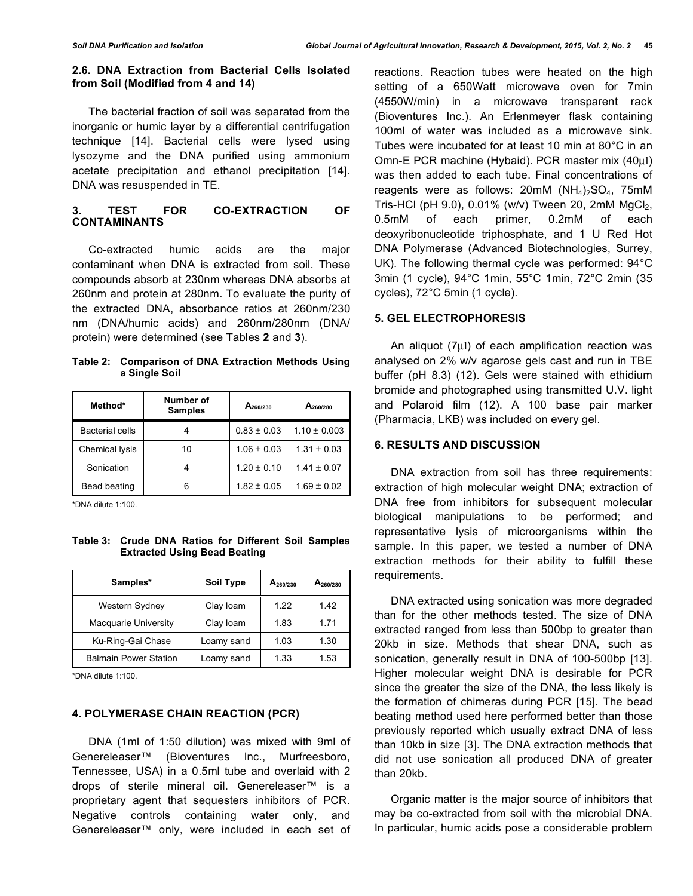### 2.6. DNA Extraction from Bacterial Cells Isolated from Soil (Modified from 4 and 14)

The bacterial fraction of soil was separated from the inorganic or humic layer by a differential centrifugation technique [14]. Bacterial cells were lysed using lysozyme and the DNA purified using ammonium acetate precipitation and ethanol precipitation [14]. DNA was resuspended in TE.

## 3. TEST FOR CO-EXTRACTION OF CONTAMINANTS

Co-extracted humic acids are the major contaminant when DNA is extracted from soil. These compounds absorb at 230nm whereas DNA absorbs at 260nm and protein at 280nm. To evaluate the purity of the extracted DNA, absorbance ratios at 260nm/230 nm (DNA/humic acids) and 260nm/280nm (DNA/protein) were determined (see Tables **2** and **3**).

**Table 2: Comparison of DNA Extraction Methods Using a Single Soil**

| Method* | Number of Samples | $A_{260/230}$ | $A_{260/280}$ |
|---|---|---|---|
| Bacterial cells | 4 | 0.83 ± 0.03 | 1.10 ± 0.003 |
| Chemical lysis | 10 | 1.06 ± 0.03 | 1.31 ± 0.03 |
| Sonication | 4 | 1.20 ± 0.10 | 1.41 ± 0.07 |
| Bead beating | 6 | 1.82 ± 0.05 | 1.69 ± 0.02 |

*DNA dilute 1:100.

**Table 3: Crude DNA Ratios for Different Soil Samples Extracted Using Bead Beating**

| Samples* | Soil Type | $A_{260/230}$ | $A_{260/280}$ |
|---|---|---|---|
| Western Sydney | Clay loam | 1.22 | 1.42 |
| Macquarie University | Clay loam | 1.83 | 1.71 |
| Ku-Ring-Gai Chase | Loamy sand | 1.03 | 1.30 |
| Balmain Power Station | Loamy sand | 1.33 | 1.53 |

*DNA dilute 1:100.

## 4. POLYMERASE CHAIN REACTION (PCR)

DNA (1ml of 1:50 dilution) was mixed with 9ml of Genereleaser™ (Bioventures Inc., Murfreesboro, Tennessee, USA) in a 0.5ml tube and overlaid with 2 drops of sterile mineral oil. Genereleaser™ is a proprietary agent that sequesters inhibitors of PCR. Negative controls containing water only, and Genereleaser™ only, were included in each set of reactions. Reaction tubes were heated on the high setting of a 650Watt microwave oven for 7min (4550W/min) in a microwave transparent rack (Bioventures Inc.). An Erlenmeyer flask containing 100ml of water was included as a microwave sink. Tubes were incubated for at least 10 min at 80°C in an Omn-E PCR machine (Hybaid). PCR master mix (40μl) was then added to each tube. Final concentrations of reagents were as follows: 20mM $(NH_4)_2SO_4$, 75mM Tris-HCl (pH 9.0), 0.01% (w/v) Tween 20, 2mM $MgCl_2$, 0.5mM of each primer, 0.2mM of each deoxyribonucleotide triphosphate, and 1 U Red Hot DNA Polymerase (Advanced Biotechnologies, Surrey, UK). The following thermal cycle was performed: 94°C 3min (1 cycle), 94°C 1min, 55°C 1min, 72°C 2min (35 cycles), 72°C 5min (1 cycle).

## 5. GEL ELECTROPHORESIS

An aliquot (7μl) of each amplification reaction was analysed on 2% w/v agarose gels cast and run in TBE buffer (pH 8.3) (12). Gels were stained with ethidium bromide and photographed using transmitted U.V. light and Polaroid film (12). A 100 base pair marker (Pharmacia, LKB) was included on every gel.

## 6. RESULTS AND DISCUSSION

DNA extraction from soil has three requirements: extraction of high molecular weight DNA; extraction of DNA free from inhibitors for subsequent molecular biological manipulations to be performed; and representative lysis of microorganisms within the sample. In this paper, we tested a number of DNA extraction methods for their ability to fulfill these requirements.

DNA extracted using sonication was more degraded than for the other methods tested. The size of DNA extracted ranged from less than 500bp to greater than 20kb in size. Methods that shear DNA, such as sonication, generally result in DNA of 100-500bp [13]. Higher molecular weight DNA is desirable for PCR since the greater the size of the DNA, the less likely is the formation of chimeras during PCR [15]. The bead beating method used here performed better than those previously reported which usually extract DNA of less than 10kb in size [3]. The DNA extraction methods that did not use sonication all produced DNA of greater than 20kb.

Organic matter is the major source of inhibitors that may be co-extracted from soil with the microbial DNA. In particular, humic acids pose a considerable problem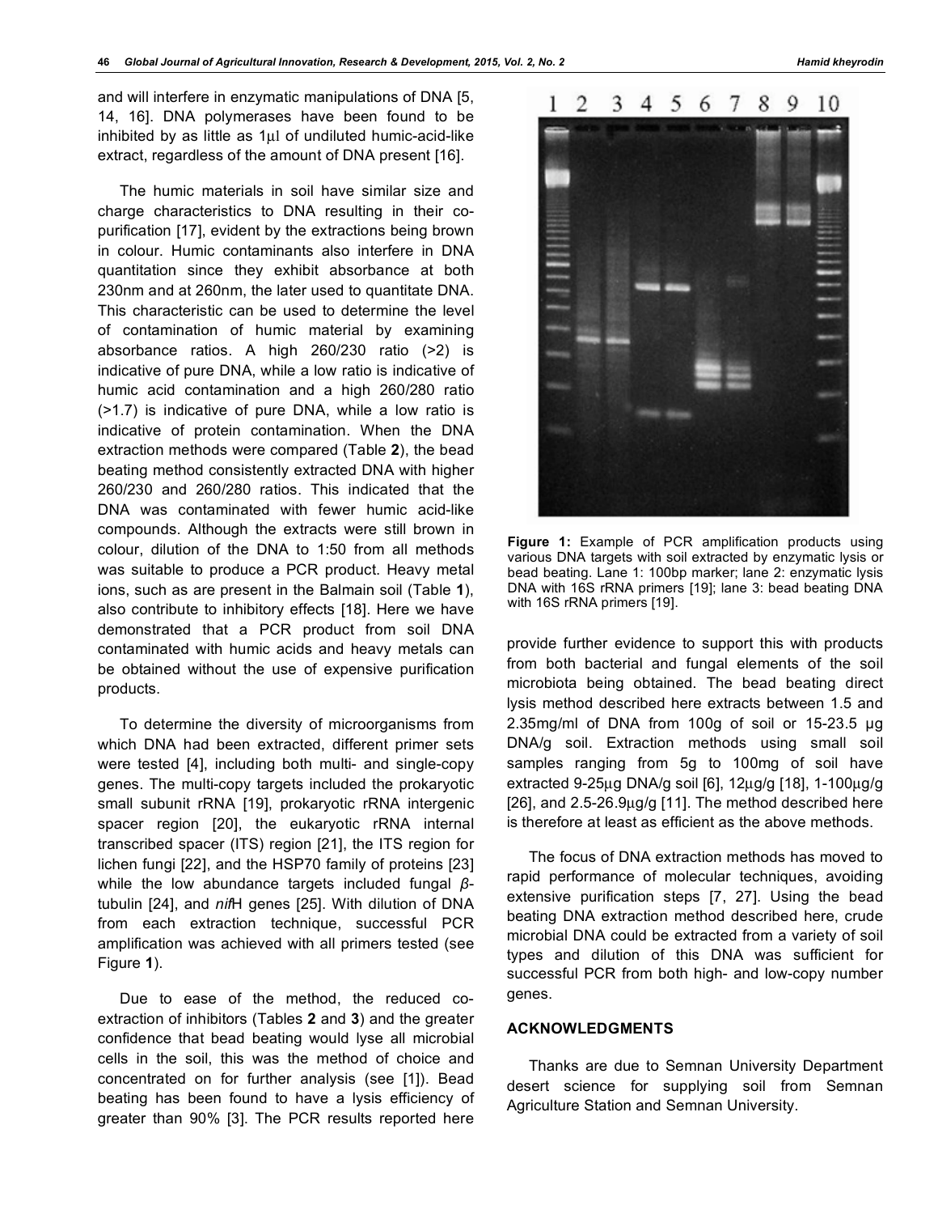and will interfere in enzymatic manipulations of DNA [5, 14, 16]. DNA polymerases have been found to be inhibited by as little as 1μl of undiluted humic-acid-like extract, regardless of the amount of DNA present [16].

The humic materials in soil have similar size and charge characteristics to DNA resulting in their co-purification [17], evident by the extractions being brown in colour. Humic contaminants also interfere in DNA quantitation since they exhibit absorbance at both 230nm and at 260nm, the later used to quantitate DNA. This characteristic can be used to determine the level of contamination of humic material by examining absorbance ratios. A high 260/230 ratio (>2) is indicative of pure DNA, while a low ratio is indicative of humic acid contamination and a high 260/280 ratio (>1.7) is indicative of pure DNA, while a low ratio is indicative of protein contamination. When the DNA extraction methods were compared (Table **2**), the bead beating method consistently extracted DNA with higher 260/230 and 260/280 ratios. This indicated that the DNA was contaminated with fewer humic acid-like compounds. Although the extracts were still brown in colour, dilution of the DNA to 1:50 from all methods was suitable to produce a PCR product. Heavy metal ions, such as are present in the Balmain soil (Table **1**), also contribute to inhibitory effects [18]. Here we have demonstrated that a PCR product from soil DNA contaminated with humic acids and heavy metals can be obtained without the use of expensive purification products.

To determine the diversity of microorganisms from which DNA had been extracted, different primer sets were tested [4], including both multi- and single-copy genes. The multi-copy targets included the prokaryotic small subunit rRNA [19], prokaryotic rRNA intergenic spacer region [20], the eukaryotic rRNA internal transcribed spacer (ITS) region [21], the ITS region for lichen fungi [22], and the HSP70 family of proteins [23] while the low abundance targets included fungal *β*-tubulin [24], and *nif*H genes [25]. With dilution of DNA from each extraction technique, successful PCR amplification was achieved with all primers tested (see Figure **1**).

Due to ease of the method, the reduced co-extraction of inhibitors (Tables **2** and **3**) and the greater confidence that bead beating would lyse all microbial cells in the soil, this was the method of choice and concentrated on for further analysis (see [1]). Bead beating has been found to have a lysis efficiency of greater than 90% [3]. The PCR results reported here provide further evidence to support this with products from both bacterial and fungal elements of the soil microbiota being obtained. The bead beating direct lysis method described here extracts between 1.5 and 2.35mg/ml of DNA from 100g of soil or 15-23.5 μg DNA/g soil. Extraction methods using small soil samples ranging from 5g to 100mg of soil have extracted 9-25μg DNA/g soil [6], 12μg/g [18], 1-100μg/g [26], and 2.5-26.9μg/g [11]. The method described here is therefore at least as efficient as the above methods.

**Figure 1:** Example of PCR amplification products using various DNA targets with soil extracted by enzymatic lysis or bead beating. Lane 1: 100bp marker; lane 2: enzymatic lysis DNA with 16S rRNA primers [19]; lane 3: bead beating DNA with 16S rRNA primers [19].

The focus of DNA extraction methods has moved to rapid performance of molecular techniques, avoiding extensive purification steps [7, 27]. Using the bead beating DNA extraction method described here, crude microbial DNA could be extracted from a variety of soil types and dilution of this DNA was sufficient for successful PCR from both high- and low-copy number genes.

## ACKNOWLEDGMENTS

Thanks are due to Semnan University Department desert science for supplying soil from Semnan Agriculture Station and Semnan University.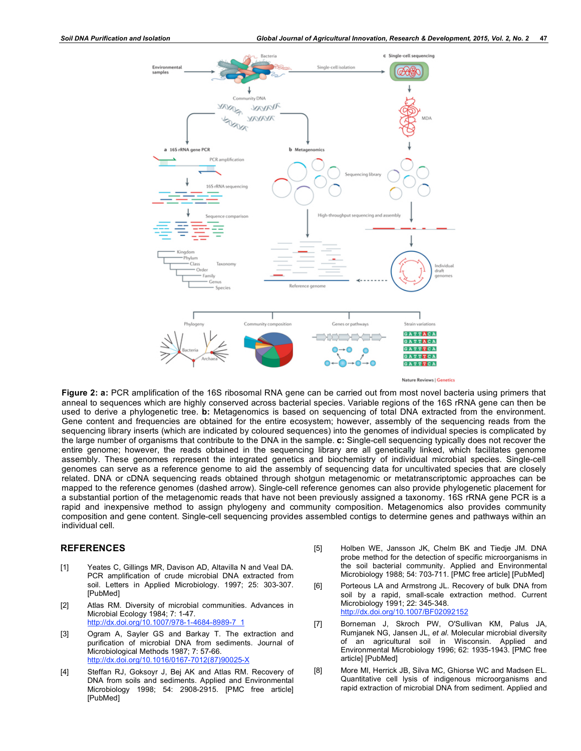**Figure 2: a:** PCR amplification of the 16S ribosomal RNA gene can be carried out from most novel bacteria using primers that anneal to sequences which are highly conserved across bacterial species. Variable regions of the 16S rRNA gene can then be used to derive a phylogenetic tree. **b:** Metagenomics is based on sequencing of total DNA extracted from the environment. Gene content and frequencies are obtained for the entire ecosystem; however, assembly of the sequencing reads from the sequencing library inserts (which are indicated by coloured sequences) into the genomes of individual species is complicated by the large number of organisms that contribute to the DNA in the sample. **c:** Single-cell sequencing typically does not recover the entire genome; however, the reads obtained in the sequencing library are all genetically linked, which facilitates genome assembly. These genomes represent the integrated genetics and biochemistry of individual microbial species. Single-cell genomes can serve as a reference genome to aid the assembly of sequencing data for uncultivated species that are closely related. DNA or cDNA sequencing reads obtained through shotgun metagenomic or metatranscriptomic approaches can be mapped to the reference genomes (dashed arrow). Single-cell reference genomes can also provide phylogenetic placement for a substantial portion of the metagenomic reads that have not been previously assigned a taxonomy. 16S rRNA gene PCR is a rapid and inexpensive method to assign phylogeny and community composition. Metagenomics also provides community composition and gene content. Single-cell sequencing provides assembled contigs to determine genes and pathways within an individual cell.

## REFERENCES

[1] Yeates C, Gillings MR, Davison AD, Altavilla N and Veal DA. PCR amplification of crude microbial DNA extracted from soil. Letters in Applied Microbiology. 1997; 25: 303-307. [PubMed]

[2] Atlas RM. Diversity of microbial communities. Advances in Microbial Ecology 1984; 7: 1-47. http://dx.doi.org/10.1007/978-1-4684-8989-7_1

[3] Ogram A, Sayler GS and Barkay T. The extraction and purification of microbial DNA from sediments. Journal of Microbiological Methods 1987; 7: 57-66. http://dx.doi.org/10.1016/0167-7012(87)90025-X

[4] Steffan RJ, Goksoyr J, Bej AK and Atlas RM. Recovery of DNA from soils and sediments. Applied and Environmental Microbiology 1998; 54: 2908-2915. [PMC free article] [PubMed]

[5] Holben WE, Jansson JK, Chelm BK and Tiedje JM. DNA probe method for the detection of specific microorganisms in the soil bacterial community. Applied and Environmental Microbiology 1988; 54: 703-711. [PMC free article] [PubMed]

[6] Porteous LA and Armstrong JL. Recovery of bulk DNA from soil by a rapid, small-scale extraction method. Current Microbiology 1991; 22: 345-348. http://dx.doi.org/10.1007/BF02092152

[7] Borneman J, Skroch PW, O'Sullivan KM, Palus JA, Rumjanek NG, Jansen JL, *et al.* Molecular microbial diversity of an agricultural soil in Wisconsin. Applied and Environmental Microbiology 1996; 62: 1935-1943. [PMC free article] [PubMed]

[8] More MI, Herrick JB, Silva MC, Ghiorse WC and Madsen EL. Quantitative cell lysis of indigenous microorganisms and rapid extraction of microbial DNA from sediment. Applied and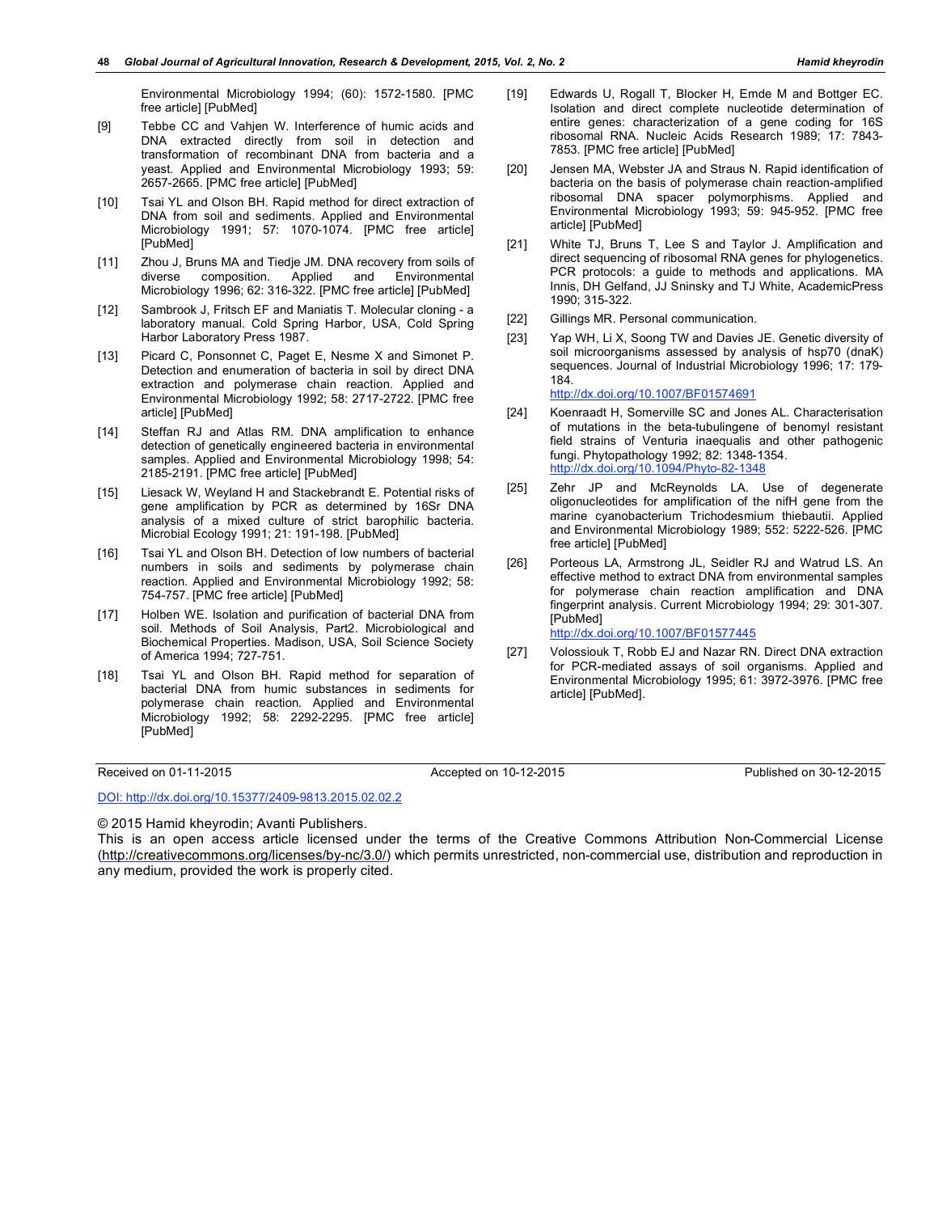Environmental Microbiology 1994; (60): 1572-1580. [PMC free article] [PubMed]

[9] Tebbe CC and Vahjen W. Interference of humic acids and DNA extracted directly from soil in detection and transformation of recombinant DNA from bacteria and a yeast. Applied and Environmental Microbiology 1993; 59: 2657-2665. [PMC free article] [PubMed]

[10] Tsai YL and Olson BH. Rapid method for direct extraction of DNA from soil and sediments. Applied and Environmental Microbiology 1991; 57: 1070-1074. [PMC free article] [PubMed]

[11] Zhou J, Bruns MA and Tiedje JM. DNA recovery from soils of diverse composition. Applied and Environmental Microbiology 1996; 62: 316-322. [PMC free article] [PubMed]

[12] Sambrook J, Fritsch EF and Maniatis T. Molecular cloning - a laboratory manual. Cold Spring Harbor, USA, Cold Spring Harbor Laboratory Press 1987.

[13] Picard C, Ponsonnet C, Paget E, Nesme X and Simonet P. Detection and enumeration of bacteria in soil by direct DNA extraction and polymerase chain reaction. Applied and Environmental Microbiology 1992; 58: 2717-2722. [PMC free article] [PubMed]

[14] Steffan RJ and Atlas RM. DNA amplification to enhance detection of genetically engineered bacteria in environmental samples. Applied and Environmental Microbiology 1998; 54: 2185-2191. [PMC free article] [PubMed]

[15] Liesack W, Weyland H and Stackebrandt E. Potential risks of gene amplification by PCR as determined by 16Sr DNA analysis of a mixed culture of strict barophilic bacteria. Microbial Ecology 1991; 21: 191-198. [PubMed]

[16] Tsai YL and Olson BH. Detection of low numbers of bacterial numbers in soils and sediments by polymerase chain reaction. Applied and Environmental Microbiology 1992; 58: 754-757. [PMC free article] [PubMed]

[17] Holben WE. Isolation and purification of bacterial DNA from soil. Methods of Soil Analysis, Part2. Microbiological and Biochemical Properties. Madison, USA, Soil Science Society of America 1994; 727-751.

[18] Tsai YL and Olson BH. Rapid method for separation of bacterial DNA from humic substances in sediments for polymerase chain reaction. Applied and Environmental Microbiology 1992; 58: 2292-2295. [PMC free article] [PubMed]

[19] Edwards U, Rogall T, Blocker H, Emde M and Bottger EC. Isolation and direct complete nucleotide determination of entire genes: characterization of a gene coding for 16S ribosomal RNA. Nucleic Acids Research 1989; 17: 7843-7853. [PMC free article] [PubMed]

[20] Jensen MA, Webster JA and Straus N. Rapid identification of bacteria on the basis of polymerase chain reaction-amplified ribosomal DNA spacer polymorphisms. Applied and Environmental Microbiology 1993; 59: 945-952. [PMC free article] [PubMed]

[21] White TJ, Bruns T, Lee S and Taylor J. Amplification and direct sequencing of ribosomal RNA genes for phylogenetics. PCR protocols: a guide to methods and applications. MA Innis, DH Gelfand, JJ Sninsky and TJ White, AcademicPress 1990; 315-322.

[22] Gillings MR. Personal communication.

[23] Yap WH, Li X, Soong TW and Davies JE. Genetic diversity of soil microorganisms assessed by analysis of hsp70 (dnaK) sequences. Journal of Industrial Microbiology 1996; 17: 179-184.
http://dx.doi.org/10.1007/BF01574691

[24] Koenraadt H, Somerville SC and Jones AL. Characterisation of mutations in the beta-tubulingene of benomyl resistant field strains of Venturia inaequalis and other pathogenic fungi. Phytopathology 1992; 82: 1348-1354.
http://dx.doi.org/10.1094/Phyto-82-1348

[25] Zehr JP and McReynolds LA. Use of degenerate oligonucleotides for amplification of the nifH gene from the marine cyanobacterium Trichodesmium thiebautii. Applied and Environmental Microbiology 1989; 552: 5222-526. [PMC free article] [PubMed]

[26] Porteous LA, Armstrong JL, Seidler RJ and Watrud LS. An effective method to extract DNA from environmental samples for polymerase chain reaction amplification and DNA fingerprint analysis. Current Microbiology 1994; 29: 301-307. [PubMed]
http://dx.doi.org/10.1007/BF01577445

[27] Volossiouk T, Robb EJ and Nazar RN. Direct DNA extraction for PCR-mediated assays of soil organisms. Applied and Environmental Microbiology 1995; 61: 3972-3976. [PMC free article] [PubMed].

Received on 01-11-2015 Accepted on 10-12-2015 Published on 30-12-2015

DOI: http://dx.doi.org/10.15377/2409-9813.2015.02.02.2

© 2015 Hamid kheyrodin; Avanti Publishers.
This is an open access article licensed under the terms of the Creative Commons Attribution Non-Commercial License (http://creativecommons.org/licenses/by-nc/3.0/) which permits unrestricted, non-commercial use, distribution and reproduction in any medium, provided the work is properly cited.